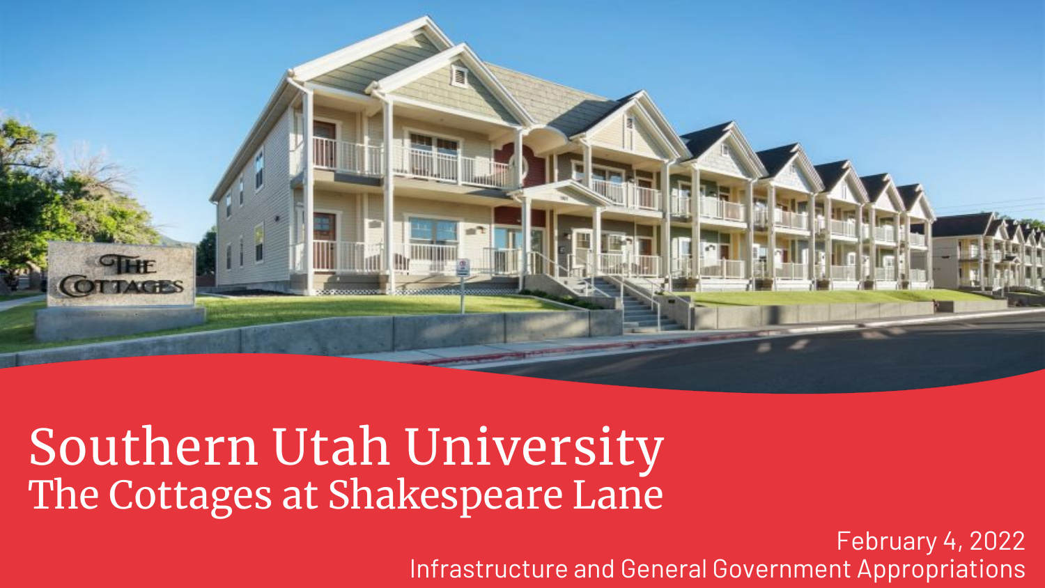# Southern Utah University
## The Cottages at Shakespeare Lane

February 4, 2022
Infrastructure and General Government Appropriations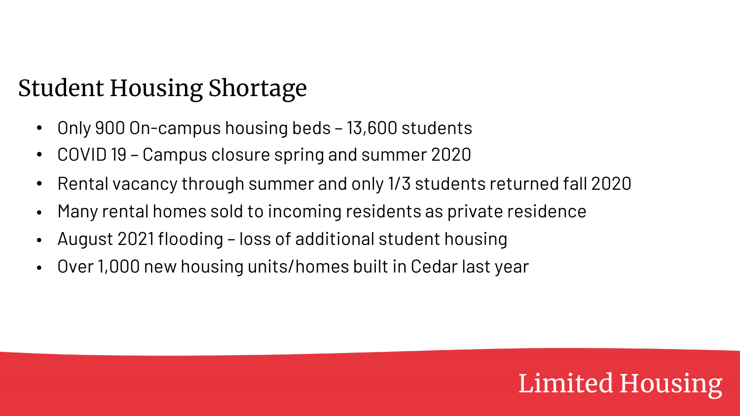# Student Housing Shortage

- Only 900 On-campus housing beds – 13,600 students
- COVID 19 – Campus closure spring and summer 2020
- Rental vacancy through summer and only 1/3 students returned fall 2020
- Many rental homes sold to incoming residents as private residence
- August 2021 flooding – loss of additional student housing
- Over 1,000 new housing units/homes built in Cedar last year

Limited Housing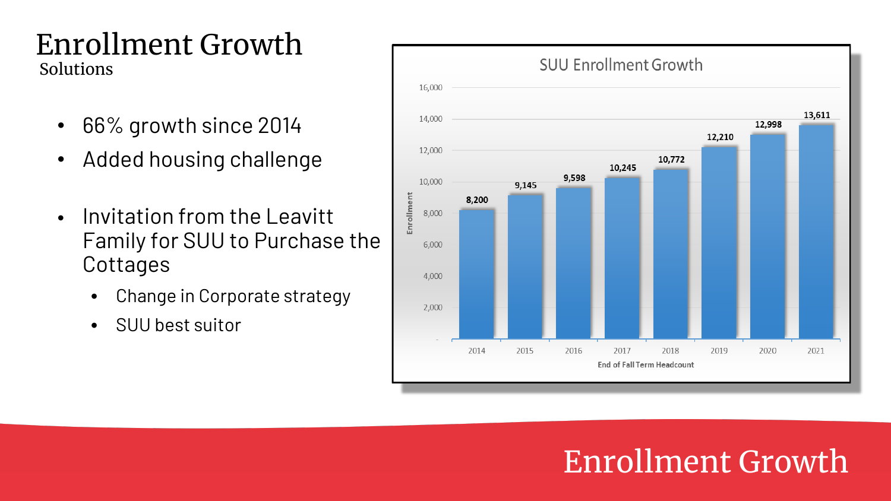# Enrollment Growth

Solutions

- 66% growth since 2014
- Added housing challenge
- Invitation from the Leavitt Family for SUU to Purchase the Cottages
  - Change in Corporate strategy
  - SUU best suitor

**SUU Enrollment Growth**

| End of Fall Term Headcount | Enrollment |
| --- | --- |
| 2014 | 8,200 |
| 2015 | 9,145 |
| 2016 | 9,598 |
| 2017 | 10,245 |
| 2018 | 10,772 |
| 2019 | 12,210 |
| 2020 | 12,998 |
| 2021 | 13,611 |

Enrollment Growth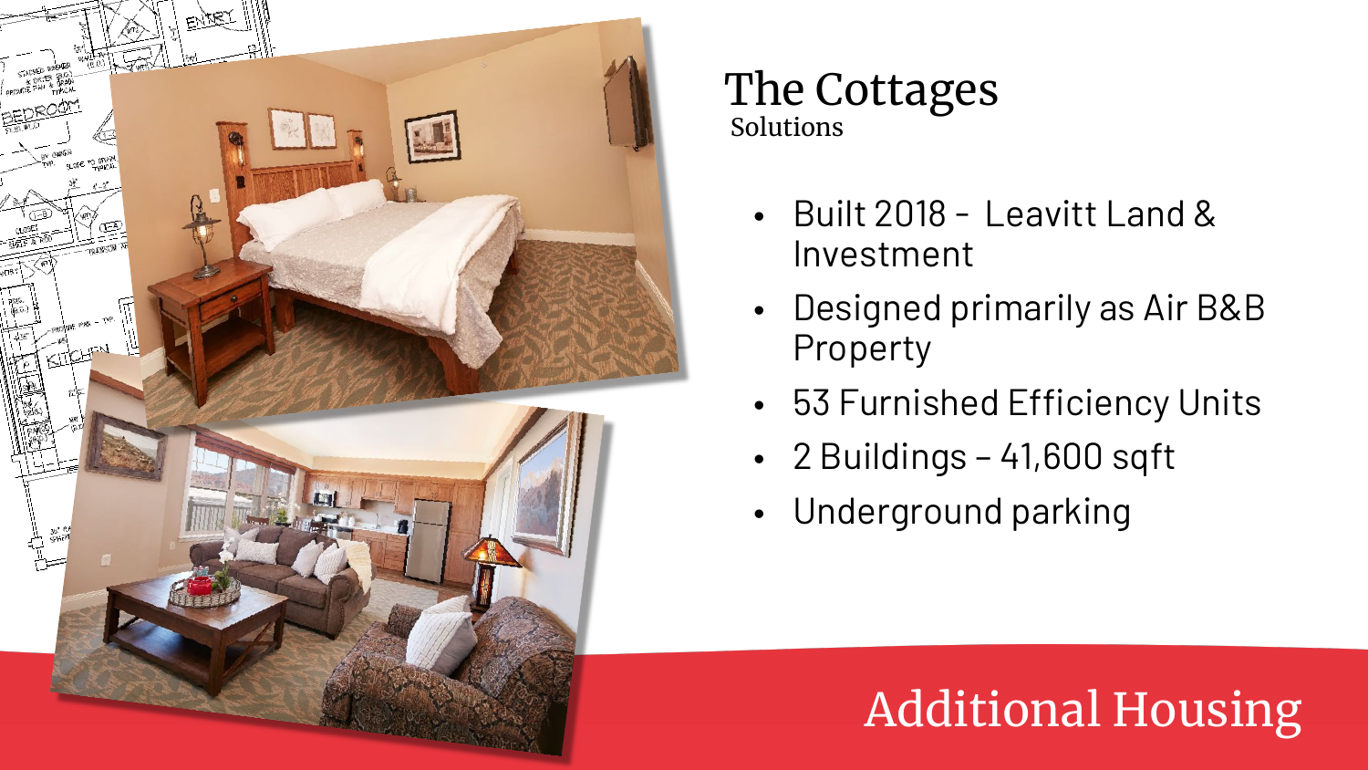# The Cottages

Solutions

- Built 2018 - Leavitt Land & Investment
- Designed primarily as Air B&B Property
- 53 Furnished Efficiency Units
- 2 Buildings – 41,600 sqft
- Underground parking

## Additional Housing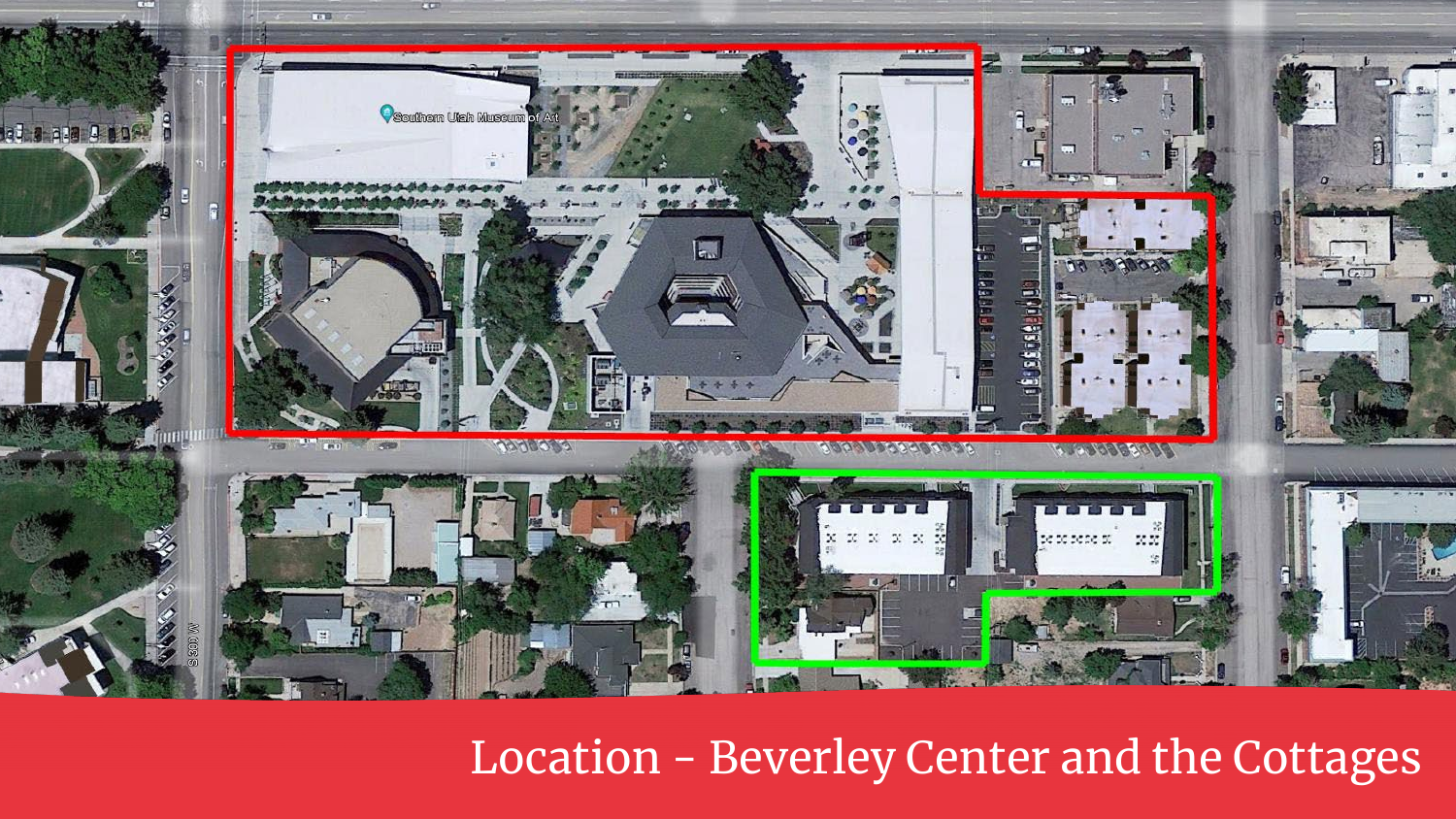Location - Beverley Center and the Cottages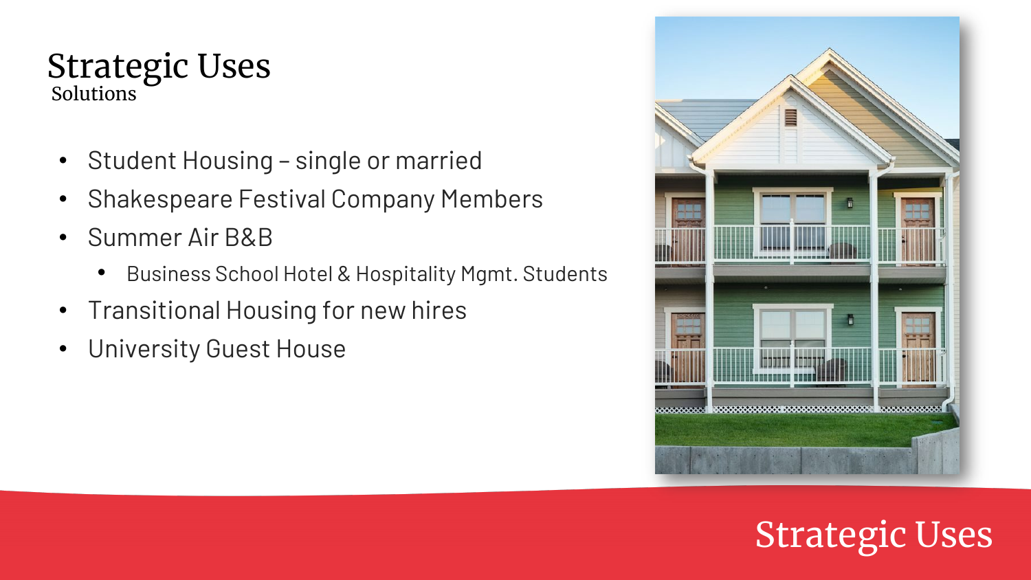# Strategic Uses

## Solutions

- Student Housing – single or married
- Shakespeare Festival Company Members
- Summer Air B&B
    - Business School Hotel & Hospitality Mgmt. Students
- Transitional Housing for new hires
- University Guest House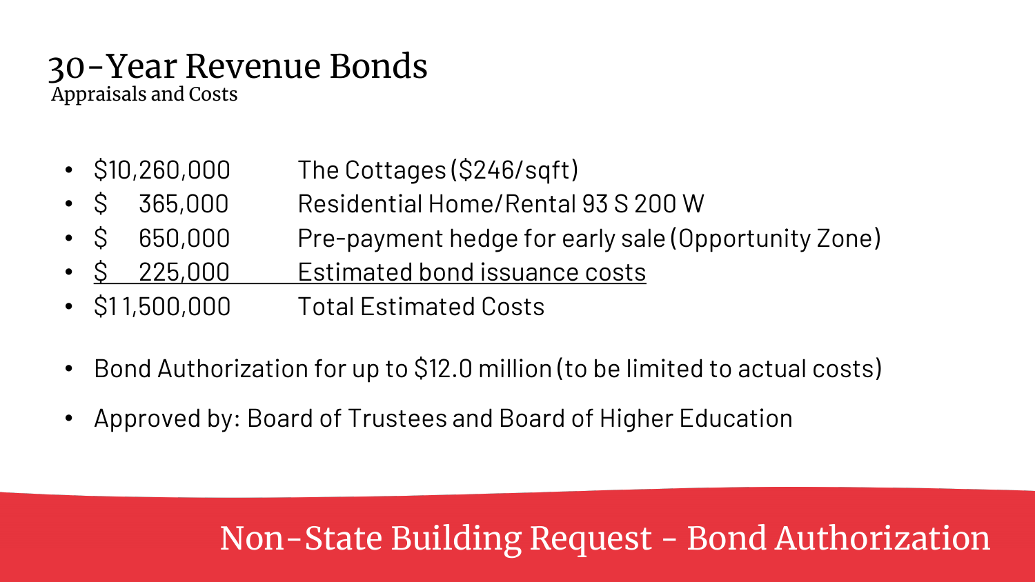# 30-Year Revenue Bonds

Appraisals and Costs

| Amount | Description |
|---|---|
| $10,260,000 | The Cottages ($246/sqft) |
| $ 365,000 | Residential Home/Rental 93 S 200 W |
| $ 650,000 | Pre-payment hedge for early sale (Opportunity Zone) |
| $ 225,000 | Estimated bond issuance costs |
| $11,500,000 | Total Estimated Costs |

- Bond Authorization for up to $12.0 million (to be limited to actual costs)
- Approved by: Board of Trustees and Board of Higher Education

Non-State Building Request - Bond Authorization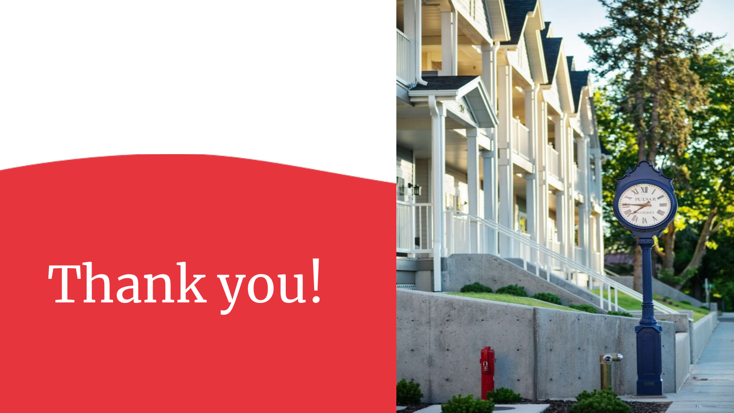# Thank you!